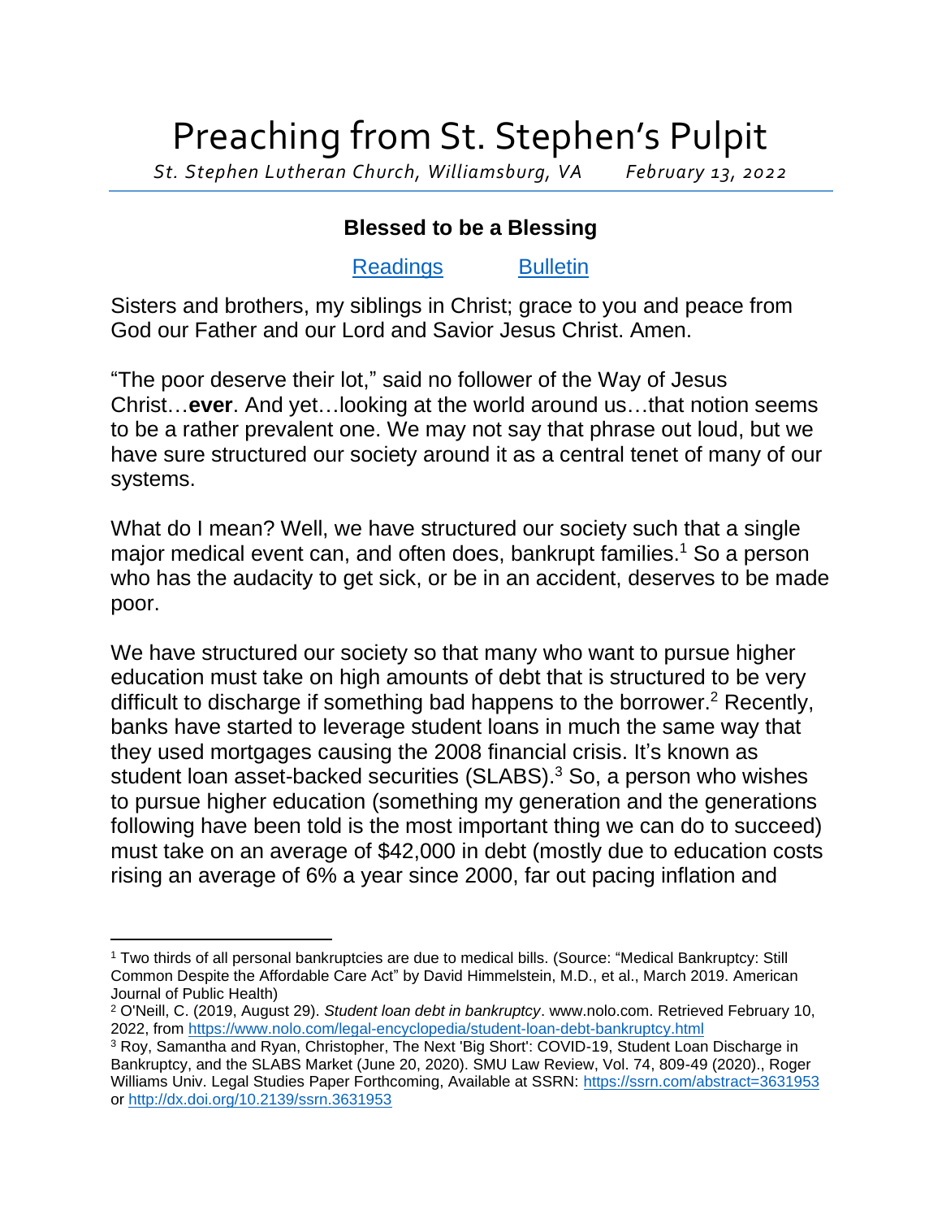# Preaching from St. Stephen's Pulpit

*St. Stephen Lutheran Church, Williamsburg, VA February 13, 2022*

## Blessed to be a Blessing

[Readings](#) [Bulletin](#)

Sisters and brothers, my siblings in Christ; grace to you and peace from God our Father and our Lord and Savior Jesus Christ. Amen.

"The poor deserve their lot," said no follower of the Way of Jesus Christ…**ever**. And yet…looking at the world around us…that notion seems to be a rather prevalent one. We may not say that phrase out loud, but we have sure structured our society around it as a central tenet of many of our systems.

What do I mean? Well, we have structured our society such that a single major medical event can, and often does, bankrupt families.[1] So a person who has the audacity to get sick, or be in an accident, deserves to be made poor.

We have structured our society so that many who want to pursue higher education must take on high amounts of debt that is structured to be very difficult to discharge if something bad happens to the borrower.[2] Recently, banks have started to leverage student loans in much the same way that they used mortgages causing the 2008 financial crisis. It's known as student loan asset-backed securities (SLABS).[3] So, a person who wishes to pursue higher education (something my generation and the generations following have been told is the most important thing we can do to succeed) must take on an average of $42,000 in debt (mostly due to education costs rising an average of 6% a year since 2000, far out pacing inflation and

---

[1] Two thirds of all personal bankruptcies are due to medical bills. (Source: "Medical Bankruptcy: Still Common Despite the Affordable Care Act" by David Himmelstein, M.D., et al., March 2019. American Journal of Public Health)

[2] O'Neill, C. (2019, August 29). *Student loan debt in bankruptcy*. www.nolo.com. Retrieved February 10, 2022, from https://www.nolo.com/legal-encyclopedia/student-loan-debt-bankruptcy.html

[3] Roy, Samantha and Ryan, Christopher, The Next 'Big Short': COVID-19, Student Loan Discharge in Bankruptcy, and the SLABS Market (June 20, 2020). SMU Law Review, Vol. 74, 809-49 (2020)., Roger Williams Univ. Legal Studies Paper Forthcoming, Available at SSRN: https://ssrn.com/abstract=3631953 or http://dx.doi.org/10.2139/ssrn.3631953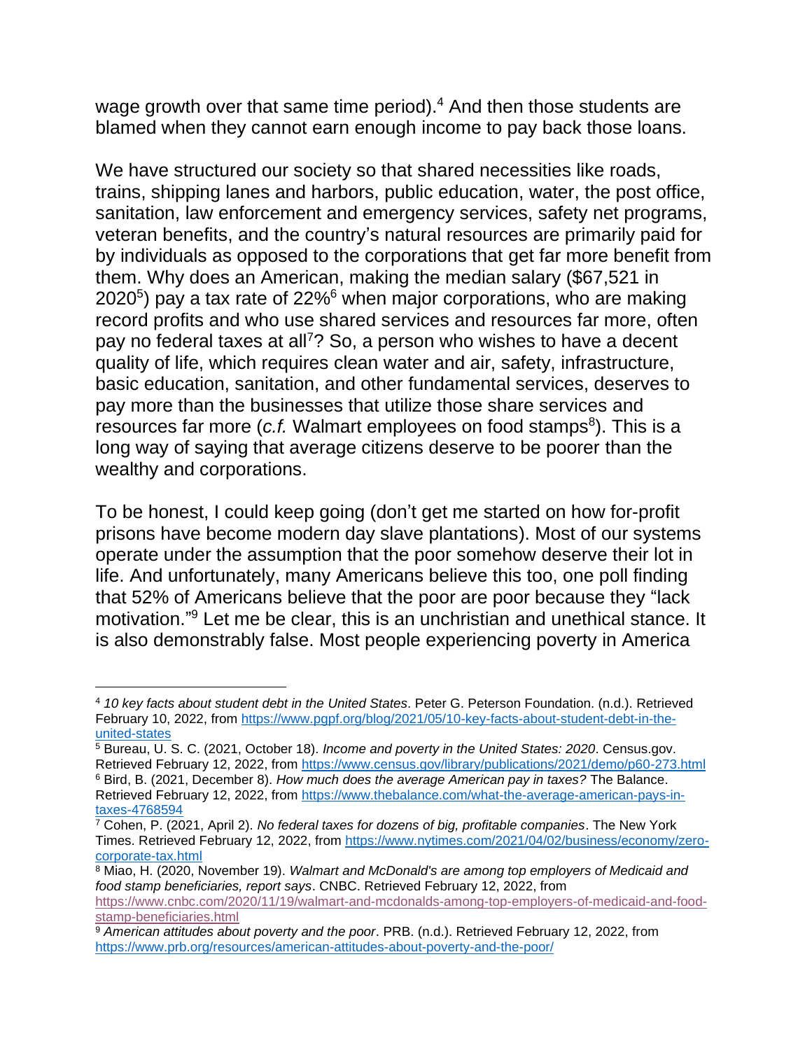wage growth over that same time period).[4] And then those students are blamed when they cannot earn enough income to pay back those loans.

We have structured our society so that shared necessities like roads, trains, shipping lanes and harbors, public education, water, the post office, sanitation, law enforcement and emergency services, safety net programs, veteran benefits, and the country's natural resources are primarily paid for by individuals as opposed to the corporations that get far more benefit from them. Why does an American, making the median salary ($67,521 in 2020[5]) pay a tax rate of 22%[6] when major corporations, who are making record profits and who use shared services and resources far more, often pay no federal taxes at all[7]? So, a person who wishes to have a decent quality of life, which requires clean water and air, safety, infrastructure, basic education, sanitation, and other fundamental services, deserves to pay more than the businesses that utilize those share services and resources far more (*c.f.* Walmart employees on food stamps[8]). This is a long way of saying that average citizens deserve to be poorer than the wealthy and corporations.

To be honest, I could keep going (don't get me started on how for-profit prisons have become modern day slave plantations). Most of our systems operate under the assumption that the poor somehow deserve their lot in life. And unfortunately, many Americans believe this too, one poll finding that 52% of Americans believe that the poor are poor because they "lack motivation."[9] Let me be clear, this is an unchristian and unethical stance. It is also demonstrably false. Most people experiencing poverty in America

---

[4] *10 key facts about student debt in the United States*. Peter G. Peterson Foundation. (n.d.). Retrieved February 10, 2022, from https://www.pgpf.org/blog/2021/05/10-key-facts-about-student-debt-in-the-united-states

[5] Bureau, U. S. C. (2021, October 18). *Income and poverty in the United States: 2020*. Census.gov. Retrieved February 12, 2022, from https://www.census.gov/library/publications/2021/demo/p60-273.html

[6] Bird, B. (2021, December 8). *How much does the average American pay in taxes?* The Balance. Retrieved February 12, 2022, from https://www.thebalance.com/what-the-average-american-pays-in-taxes-4768594

[7] Cohen, P. (2021, April 2). *No federal taxes for dozens of big, profitable companies*. The New York Times. Retrieved February 12, 2022, from https://www.nytimes.com/2021/04/02/business/economy/zero-corporate-tax.html

[8] Miao, H. (2020, November 19). *Walmart and McDonald's are among top employers of Medicaid and food stamp beneficiaries, report says*. CNBC. Retrieved February 12, 2022, from https://www.cnbc.com/2020/11/19/walmart-and-mcdonalds-are-among-top-employers-of-medicaid-and-food-stamp-beneficiaries.html

[9] *American attitudes about poverty and the poor*. PRB. (n.d.). Retrieved February 12, 2022, from https://www.prb.org/resources/american-attitudes-about-poverty-and-the-poor/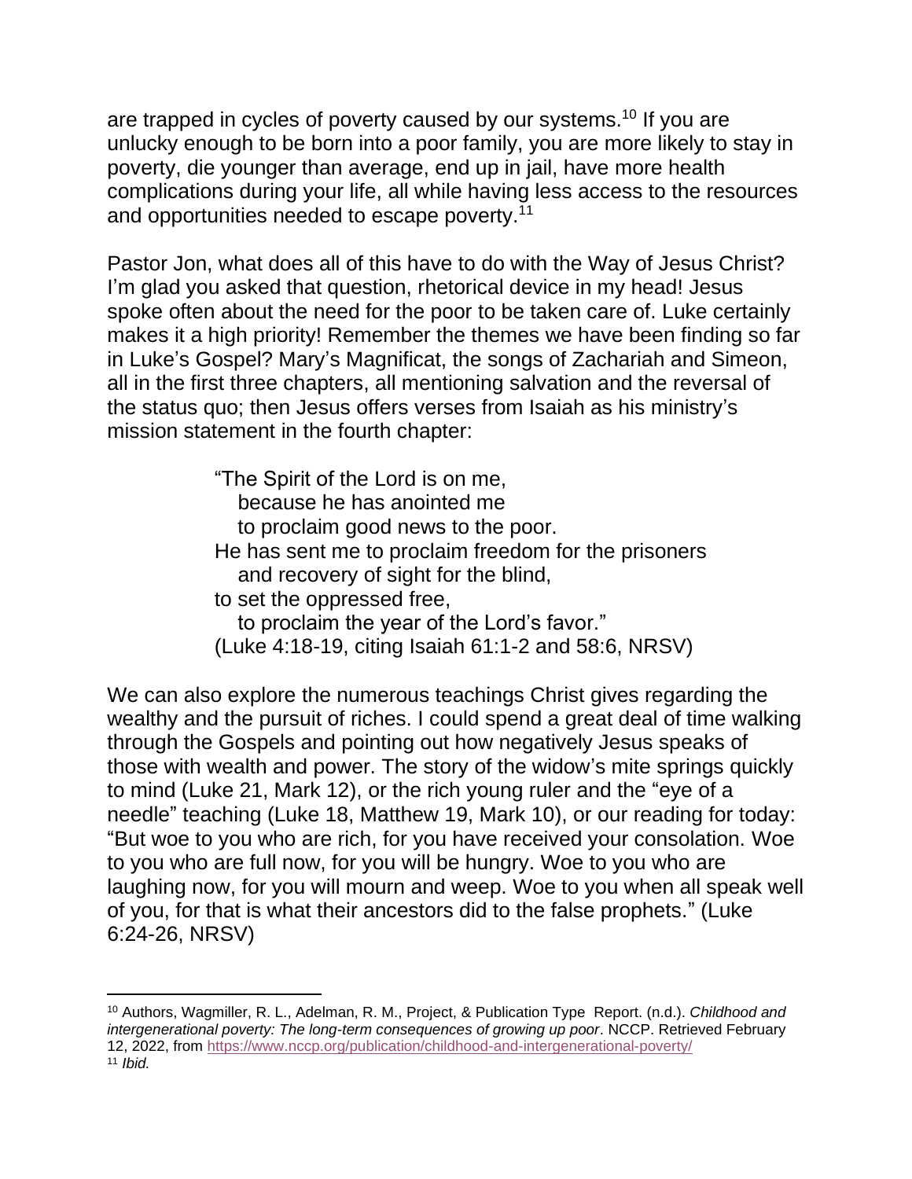are trapped in cycles of poverty caused by our systems.[10] If you are unlucky enough to be born into a poor family, you are more likely to stay in poverty, die younger than average, end up in jail, have more health complications during your life, all while having less access to the resources and opportunities needed to escape poverty.[11]

Pastor Jon, what does all of this have to do with the Way of Jesus Christ? I'm glad you asked that question, rhetorical device in my head! Jesus spoke often about the need for the poor to be taken care of. Luke certainly makes it a high priority! Remember the themes we have been finding so far in Luke's Gospel? Mary's Magnificat, the songs of Zachariah and Simeon, all in the first three chapters, all mentioning salvation and the reversal of the status quo; then Jesus offers verses from Isaiah as his ministry's mission statement in the fourth chapter:

> "The Spirit of the Lord is on me,
>   because he has anointed me
>   to proclaim good news to the poor.
> He has sent me to proclaim freedom for the prisoners
>   and recovery of sight for the blind,
> to set the oppressed free,
>   to proclaim the year of the Lord's favor."
> (Luke 4:18-19, citing Isaiah 61:1-2 and 58:6, NRSV)

We can also explore the numerous teachings Christ gives regarding the wealthy and the pursuit of riches. I could spend a great deal of time walking through the Gospels and pointing out how negatively Jesus speaks of those with wealth and power. The story of the widow's mite springs quickly to mind (Luke 21, Mark 12), or the rich young ruler and the "eye of a needle" teaching (Luke 18, Matthew 19, Mark 10), or our reading for today: "But woe to you who are rich, for you have received your consolation. Woe to you who are full now, for you will be hungry. Woe to you who are laughing now, for you will mourn and weep. Woe to you when all speak well of you, for that is what their ancestors did to the false prophets." (Luke 6:24-26, NRSV)

---

[10] Authors, Wagmiller, R. L., Adelman, R. M., Project, & Publication Type Report. (n.d.). *Childhood and intergenerational poverty: The long-term consequences of growing up poor*. NCCP. Retrieved February 12, 2022, from https://www.nccp.org/publication/childhood-and-intergenerational-poverty/

[11] *Ibid.*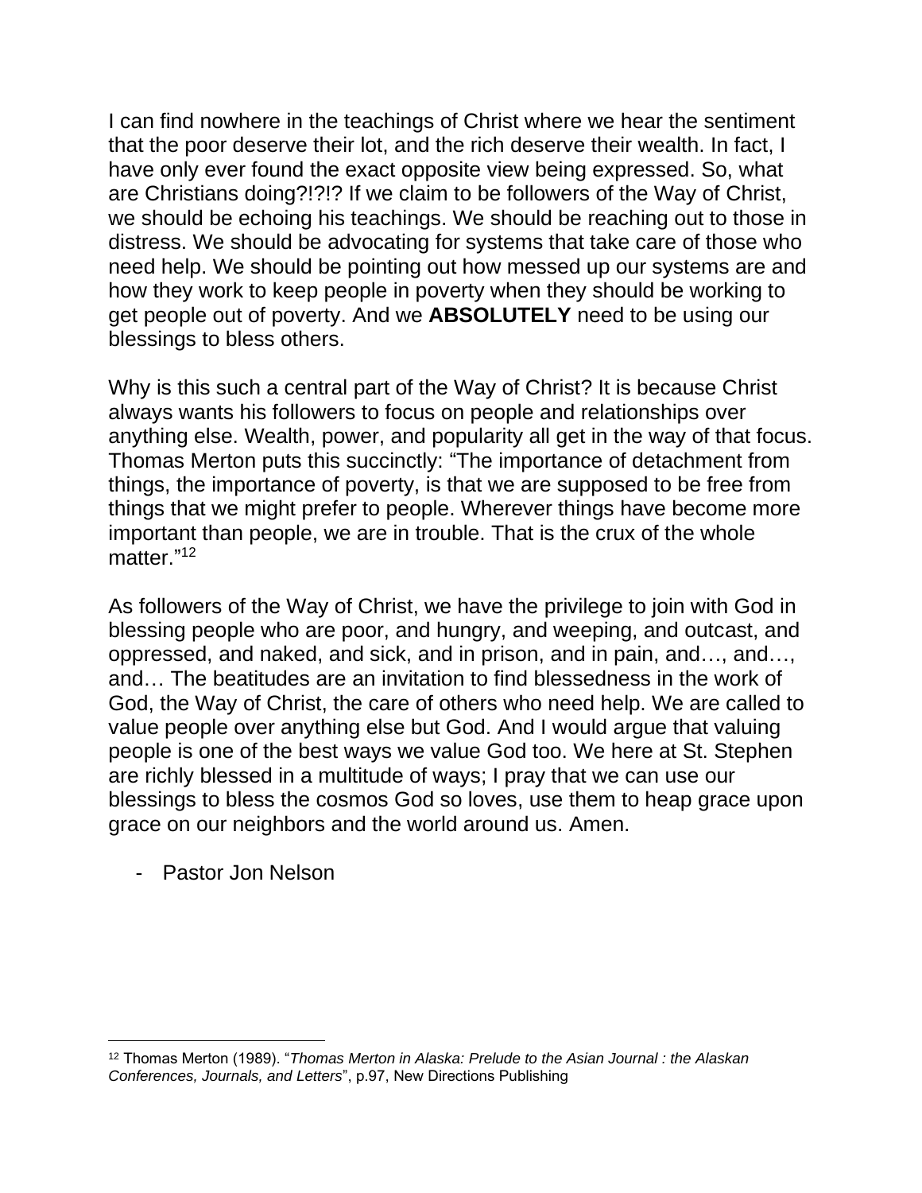I can find nowhere in the teachings of Christ where we hear the sentiment that the poor deserve their lot, and the rich deserve their wealth. In fact, I have only ever found the exact opposite view being expressed. So, what are Christians doing?!?!? If we claim to be followers of the Way of Christ, we should be echoing his teachings. We should be reaching out to those in distress. We should be advocating for systems that take care of those who need help. We should be pointing out how messed up our systems are and how they work to keep people in poverty when they should be working to get people out of poverty. And we **ABSOLUTELY** need to be using our blessings to bless others.

Why is this such a central part of the Way of Christ? It is because Christ always wants his followers to focus on people and relationships over anything else. Wealth, power, and popularity all get in the way of that focus. Thomas Merton puts this succinctly: "The importance of detachment from things, the importance of poverty, is that we are supposed to be free from things that we might prefer to people. Wherever things have become more important than people, we are in trouble. That is the crux of the whole matter."[12]

As followers of the Way of Christ, we have the privilege to join with God in blessing people who are poor, and hungry, and weeping, and outcast, and oppressed, and naked, and sick, and in prison, and in pain, and…, and…, and… The beatitudes are an invitation to find blessedness in the work of God, the Way of Christ, the care of others who need help. We are called to value people over anything else but God. And I would argue that valuing people is one of the best ways we value God too. We here at St. Stephen are richly blessed in a multitude of ways; I pray that we can use our blessings to bless the cosmos God so loves, use them to heap grace upon grace on our neighbors and the world around us. Amen.

- Pastor Jon Nelson

---

[12] Thomas Merton (1989). "*Thomas Merton in Alaska: Prelude to the Asian Journal : the Alaskan Conferences, Journals, and Letters*", p.97, New Directions Publishing